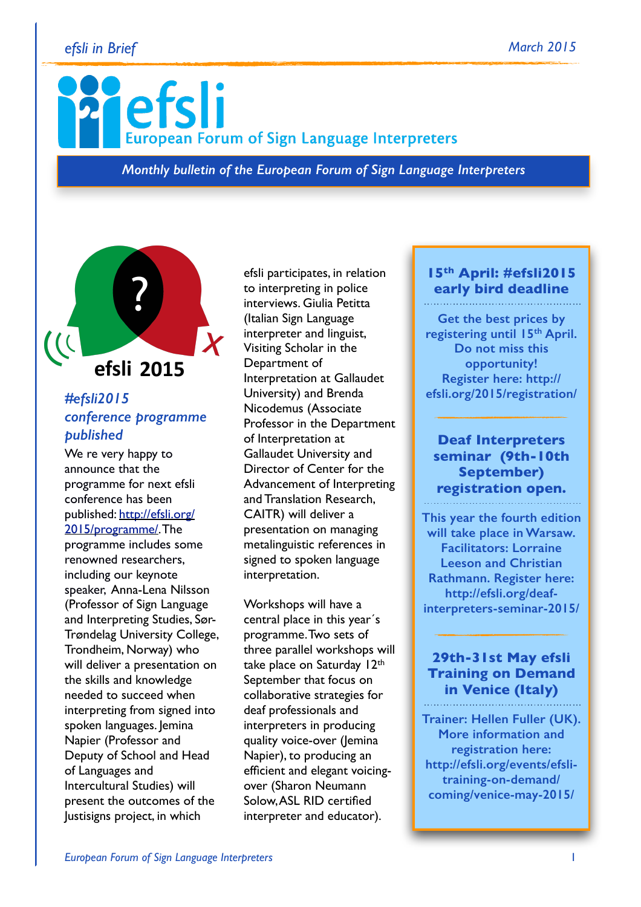# efsli

European Forum of Sign Language Interpreters

*Monthly bulletin of the European Forum of Sign Language Interpreters*

efsli 2015

## *#efsli2015 conference programme published*

We re very happy to announce that the programme for next efsli conference has been published: [http://efsli.org/2015/programme/](http://efsli.org/2015/programme/). The programme includes some renowned researchers, including our keynote speaker, Anna-Lena Nilsson (Professor of Sign Language and Interpreting Studies, Sør-Trøndelag University College, Trondheim, Norway) who will deliver a presentation on the skills and knowledge needed to succeed when interpreting from signed into spoken languages. Jemina Napier (Professor and Deputy of School and Head of Languages and Intercultural Studies) will present the outcomes of the Justisigns project, in which efsli participates, in relation to interpreting in police interviews. Giulia Petitta (Italian Sign Language interpreter and linguist, Visiting Scholar in the Department of Interpretation at Gallaudet University) and Brenda Nicodemus (Associate Professor in the Department of Interpretation at Gallaudet University and Director of Center for the Advancement of Interpreting and Translation Research, CAITR) will deliver a presentation on managing metalinguistic references in signed to spoken language interpretation.

Workshops will have a central place in this year´s programme. Two sets of three parallel workshops will take place on Saturday 12th September that focus on collaborative strategies for deaf professionals and interpreters in producing quality voice-over (Jemina Napier), to producing an efficient and elegant voicing-over (Sharon Neumann Solow, ASL RID certified interpreter and educator).

### 15th April: #efsli2015 early bird deadline

Get the best prices by registering until 15th April. Do not miss this opportunity! Register here: http://efsli.org/2015/registration/

### Deaf Interpreters seminar (9th-10th September) registration open.

This year the fourth edition will take place in Warsaw. Facilitators: Lorraine Leeson and Christian Rathmann. Register here: http://efsli.org/deaf-interpreters-seminar-2015/

### 29th-31st May efsli Training on Demand in Venice (Italy)

Trainer: Hellen Fuller (UK). More information and registration here: http://efsli.org/events/efsli-training-on-demand/coming/venice-may-2015/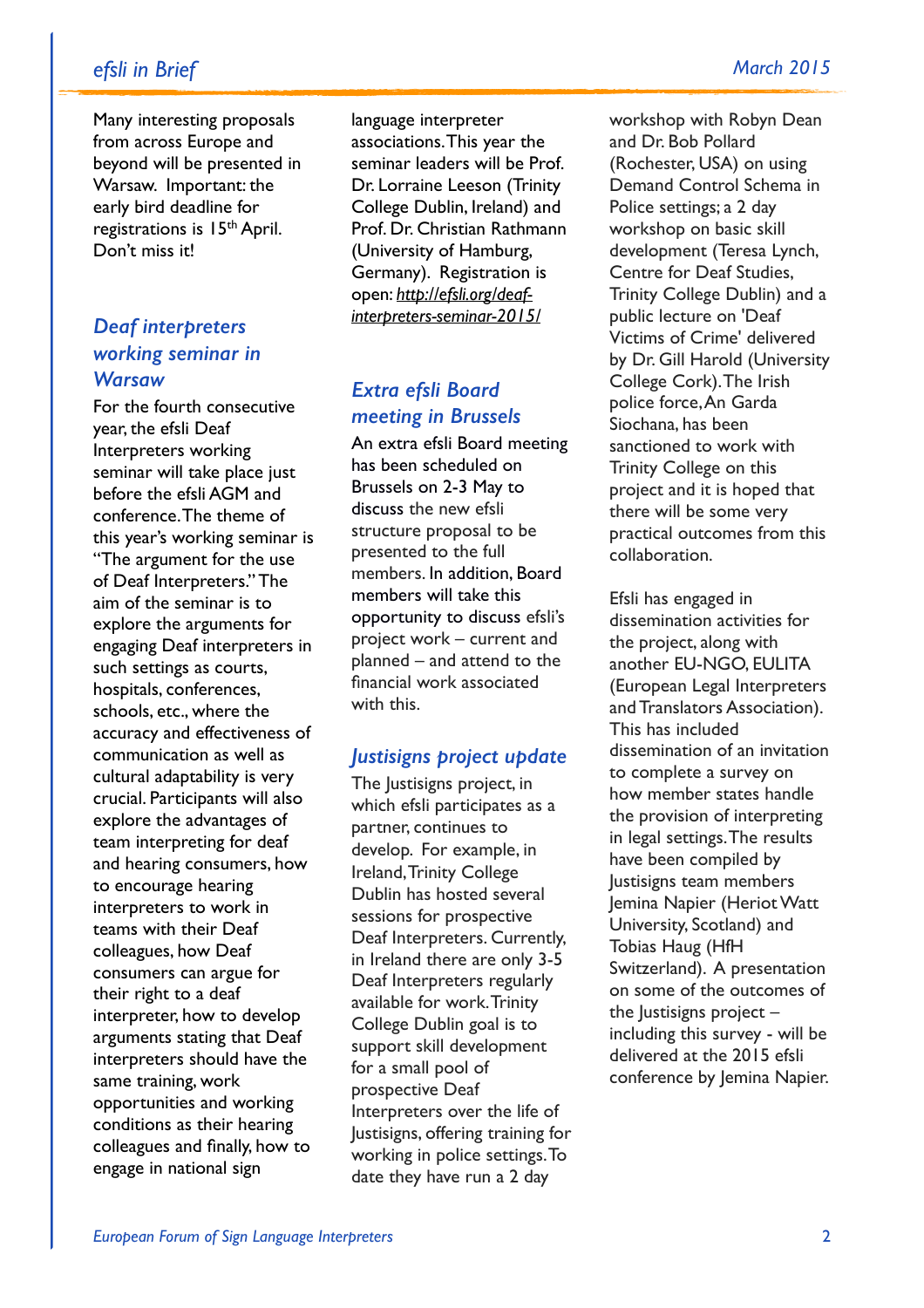Many interesting proposals from across Europe and beyond will be presented in Warsaw. Important: the early bird deadline for registrations is 15th April. Don't miss it!

## Deaf interpreters working seminar in Warsaw

For the fourth consecutive year, the efsli Deaf Interpreters working seminar will take place just before the efsli AGM and conference. The theme of this year's working seminar is "The argument for the use of Deaf Interpreters." The aim of the seminar is to explore the arguments for engaging Deaf interpreters in such settings as courts, hospitals, conferences, schools, etc., where the accuracy and effectiveness of communication as well as cultural adaptability is very crucial. Participants will also explore the advantages of team interpreting for deaf and hearing consumers, how to encourage hearing interpreters to work in teams with their Deaf colleagues, how Deaf consumers can argue for their right to a deaf interpreter, how to develop arguments stating that Deaf interpreters should have the same training, work opportunities and working conditions as their hearing colleagues and finally, how to engage in national sign language interpreter associations. This year the seminar leaders will be Prof. Dr. Lorraine Leeson (Trinity College Dublin, Ireland) and Prof. Dr. Christian Rathmann (University of Hamburg, Germany). Registration is open: *http://efsli.org/deaf-interpreters-seminar-2015/*

## Extra efsli Board meeting in Brussels

An extra efsli Board meeting has been scheduled on Brussels on 2-3 May to discuss the new efsli structure proposal to be presented to the full members. In addition, Board members will take this opportunity to discuss efsli's project work – current and planned – and attend to the financial work associated with this.

## Justisigns project update

The Justisigns project, in which efsli participates as a partner, continues to develop. For example, in Ireland, Trinity College Dublin has hosted several sessions for prospective Deaf Interpreters. Currently, in Ireland there are only 3-5 Deaf Interpreters regularly available for work. Trinity College Dublin goal is to support skill development for a small pool of prospective Deaf Interpreters over the life of Justisigns, offering training for working in police settings. To date they have run a 2 day workshop with Robyn Dean and Dr. Bob Pollard (Rochester, USA) on using Demand Control Schema in Police settings; a 2 day workshop on basic skill development (Teresa Lynch, Centre for Deaf Studies, Trinity College Dublin) and a public lecture on 'Deaf Victims of Crime' delivered by Dr. Gill Harold (University College Cork). The Irish police force, An Garda Siochana, has been sanctioned to work with Trinity College on this project and it is hoped that there will be some very practical outcomes from this collaboration.

Efsli has engaged in dissemination activities for the project, along with another EU-NGO, EULITA (European Legal Interpreters and Translators Association). This has included dissemination of an invitation to complete a survey on how member states handle the provision of interpreting in legal settings. The results have been compiled by Justisigns team members Jemina Napier (Heriot Watt University, Scotland) and Tobias Haug (HfH Switzerland). A presentation on some of the outcomes of the Justisigns project – including this survey - will be delivered at the 2015 efsli conference by Jemina Napier.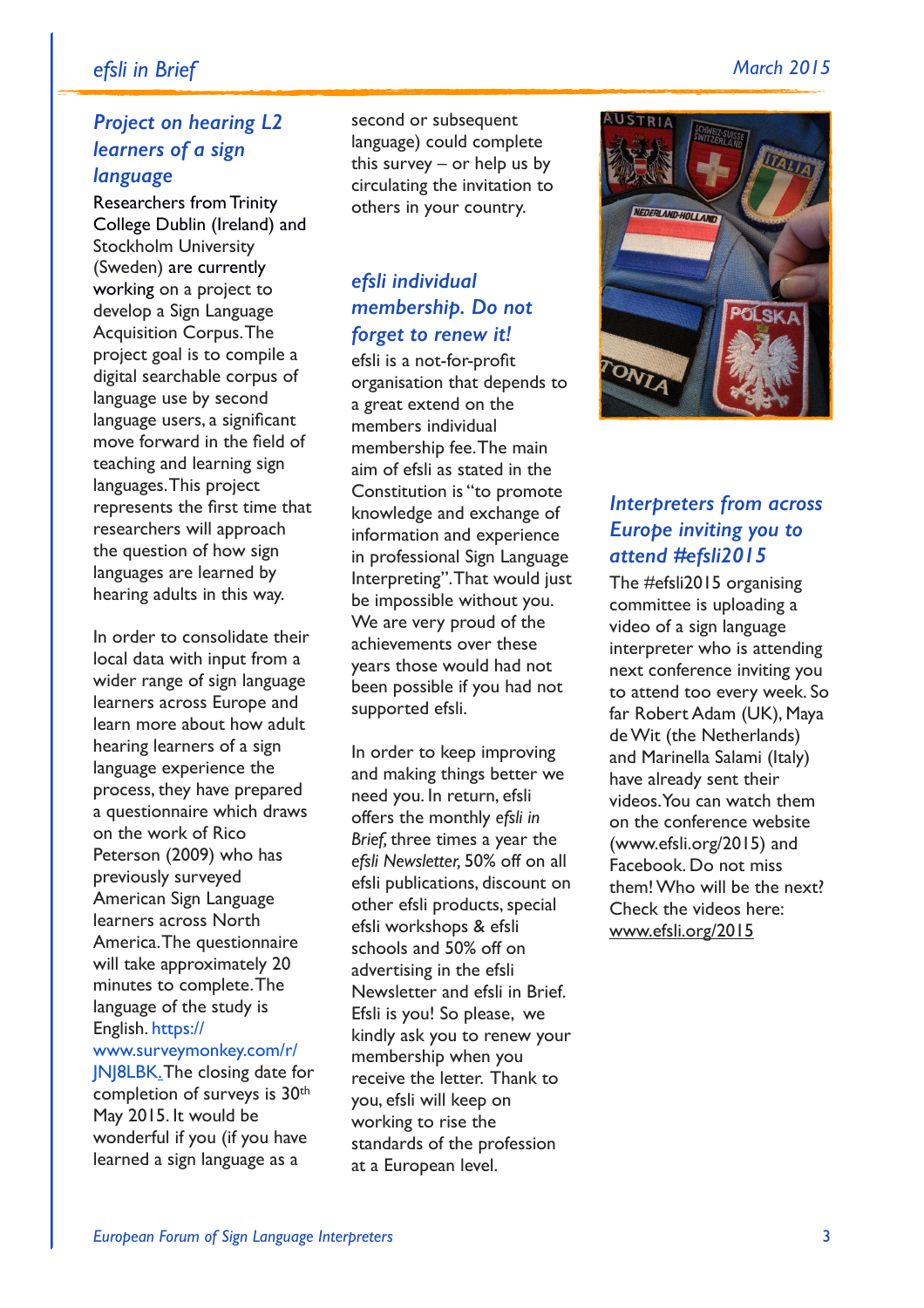## *Project on hearing L2 learners of a sign language*

Researchers from Trinity College Dublin (Ireland) and Stockholm University (Sweden) are currently working on a project to develop a Sign Language Acquisition Corpus. The project goal is to compile a digital searchable corpus of language use by second language users, a significant move forward in the field of teaching and learning sign languages. This project represents the first time that researchers will approach the question of how sign languages are learned by hearing adults in this way.

In order to consolidate their local data with input from a wider range of sign language learners across Europe and learn more about how adult hearing learners of a sign language experience the process, they have prepared a questionnaire which draws on the work of Rico Peterson (2009) who has previously surveyed American Sign Language learners across North America. The questionnaire will take approximately 20 minutes to complete. The language of the study is English. https://www.surveymonkey.com/r/JNJ8LBK. The closing date for completion of surveys is 30th May 2015. It would be wonderful if you (if you have learned a sign language as a second or subsequent language) could complete this survey – or help us by circulating the invitation to others in your country.

## *efsli individual membership. Do not forget to renew it!*

efsli is a not-for-profit organisation that depends to a great extend on the members individual membership fee. The main aim of efsli as stated in the Constitution is "to promote knowledge and exchange of information and experience in professional Sign Language Interpreting". That would just be impossible without you. We are very proud of the achievements over these years those would had not been possible if you had not supported efsli.

In order to keep improving and making things better we need you. In return, efsli offers the monthly *efsli in Brief,* three times a year the *efsli Newsletter,* 50% off on all efsli publications, discount on other efsli products, special efsli workshops & efsli schools and 50% off on advertising in the efsli Newsletter and efsli in Brief. Efsli is you! So please, we kindly ask you to renew your membership when you receive the letter. Thank to you, efsli will keep on working to rise the standards of the profession at a European level.

## *Interpreters from across Europe inviting you to attend #efsli2015*

The #efsli2015 organising committee is uploading a video of a sign language interpreter who is attending next conference inviting you to attend too every week. So far Robert Adam (UK), Maya de Wit (the Netherlands) and Marinella Salami (Italy) have already sent their videos. You can watch them on the conference website (www.efsli.org/2015) and Facebook. Do not miss them! Who will be the next? Check the videos here: www.efsli.org/2015